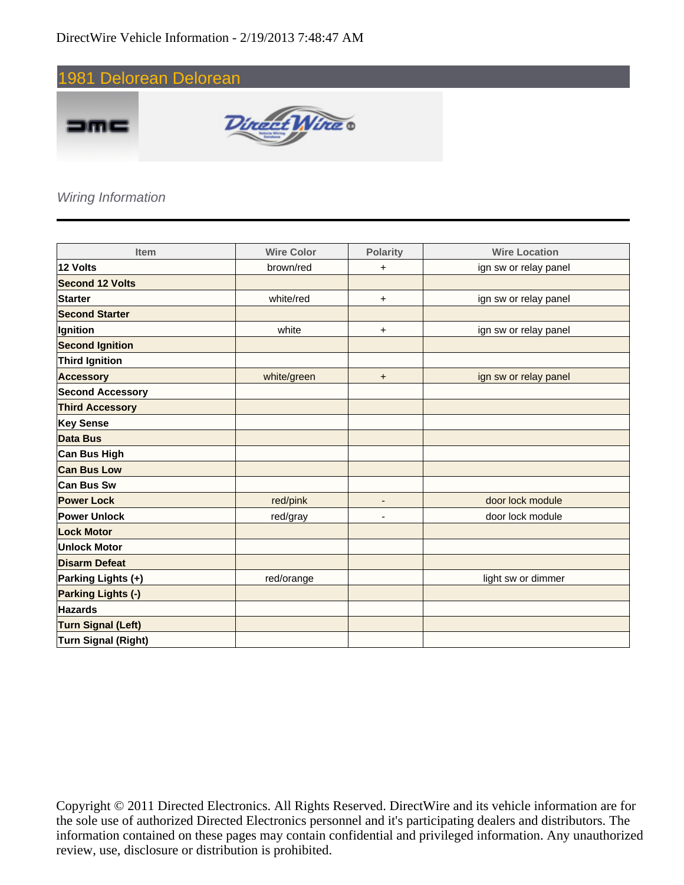DirectWire Vehicle Information - 2/19/2013 7:48:47 AM

# 1981 Delorean Delorean

*Wiring Information*

| Item | Wire Color | Polarity | Wire Location |
|---|---|---|---|
| **12 Volts** | brown/red | + | ign sw or relay panel |
| **Second 12 Volts** | | | |
| **Starter** | white/red | + | ign sw or relay panel |
| **Second Starter** | | | |
| **Ignition** | white | + | ign sw or relay panel |
| **Second Ignition** | | | |
| **Third Ignition** | | | |
| **Accessory** | white/green | + | ign sw or relay panel |
| **Second Accessory** | | | |
| **Third Accessory** | | | |
| **Key Sense** | | | |
| **Data Bus** | | | |
| **Can Bus High** | | | |
| **Can Bus Low** | | | |
| **Can Bus Sw** | | | |
| **Power Lock** | red/pink | - | door lock module |
| **Power Unlock** | red/gray | - | door lock module |
| **Lock Motor** | | | |
| **Unlock Motor** | | | |
| **Disarm Defeat** | | | |
| **Parking Lights (+)** | red/orange | | light sw or dimmer |
| **Parking Lights (-)** | | | |
| **Hazards** | | | |
| **Turn Signal (Left)** | | | |
| **Turn Signal (Right)** | | | |

Copyright © 2011 Directed Electronics. All Rights Reserved. DirectWire and its vehicle information are for the sole use of authorized Directed Electronics personnel and it's participating dealers and distributors. The information contained on these pages may contain confidential and privileged information. Any unauthorized review, use, disclosure or distribution is prohibited.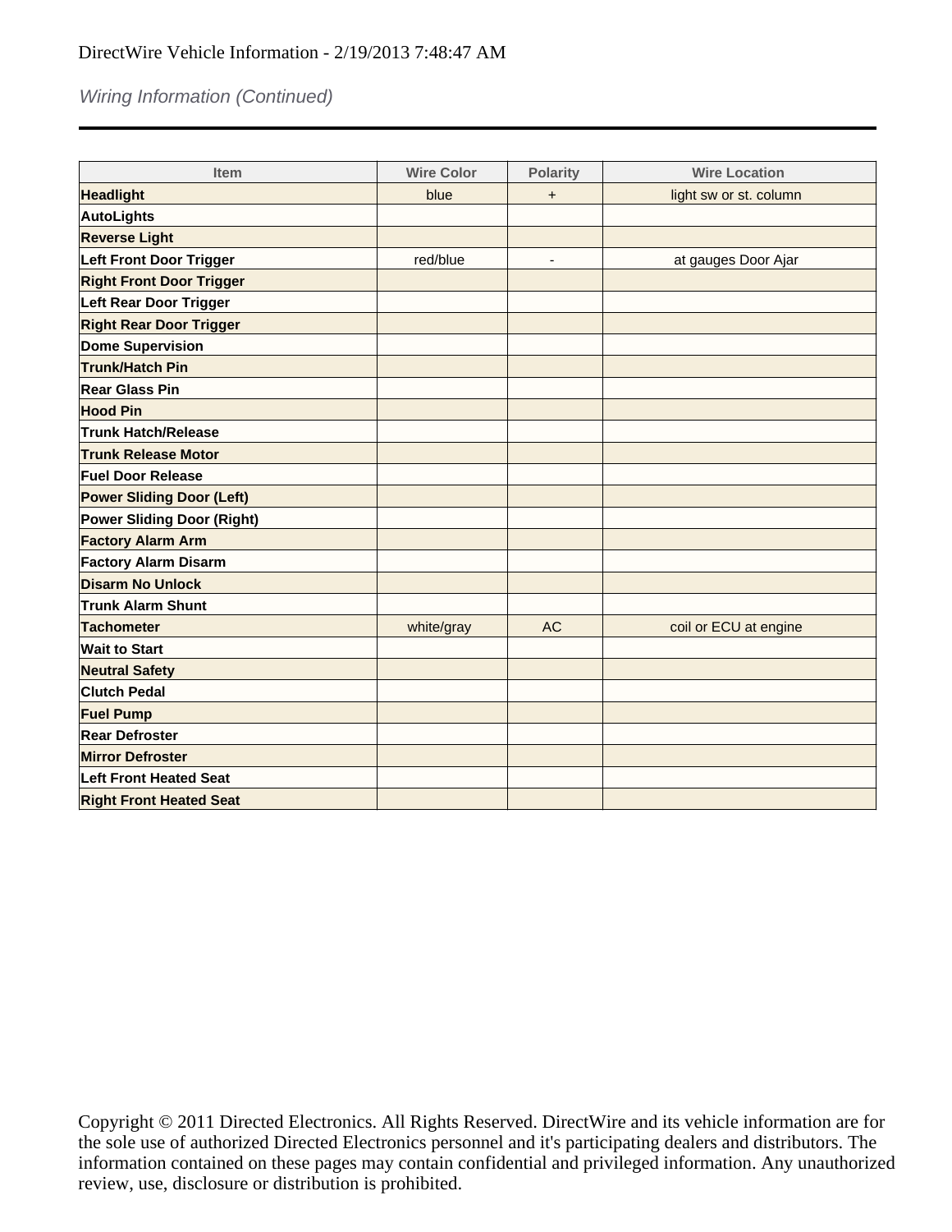DirectWire Vehicle Information - 2/19/2013 7:48:47 AM

*Wiring Information (Continued)*

| Item | Wire Color | Polarity | Wire Location |
|---|---|---|---|
| **Headlight** | blue | + | light sw or st. column |
| **AutoLights** | | | |
| **Reverse Light** | | | |
| **Left Front Door Trigger** | red/blue | - | at gauges Door Ajar |
| **Right Front Door Trigger** | | | |
| **Left Rear Door Trigger** | | | |
| **Right Rear Door Trigger** | | | |
| **Dome Supervision** | | | |
| **Trunk/Hatch Pin** | | | |
| **Rear Glass Pin** | | | |
| **Hood Pin** | | | |
| **Trunk Hatch/Release** | | | |
| **Trunk Release Motor** | | | |
| **Fuel Door Release** | | | |
| **Power Sliding Door (Left)** | | | |
| **Power Sliding Door (Right)** | | | |
| **Factory Alarm Arm** | | | |
| **Factory Alarm Disarm** | | | |
| **Disarm No Unlock** | | | |
| **Trunk Alarm Shunt** | | | |
| **Tachometer** | white/gray | AC | coil or ECU at engine |
| **Wait to Start** | | | |
| **Neutral Safety** | | | |
| **Clutch Pedal** | | | |
| **Fuel Pump** | | | |
| **Rear Defroster** | | | |
| **Mirror Defroster** | | | |
| **Left Front Heated Seat** | | | |
| **Right Front Heated Seat** | | | |

Copyright © 2011 Directed Electronics. All Rights Reserved. DirectWire and its vehicle information are for the sole use of authorized Directed Electronics personnel and it's participating dealers and distributors. The information contained on these pages may contain confidential and privileged information. Any unauthorized review, use, disclosure or distribution is prohibited.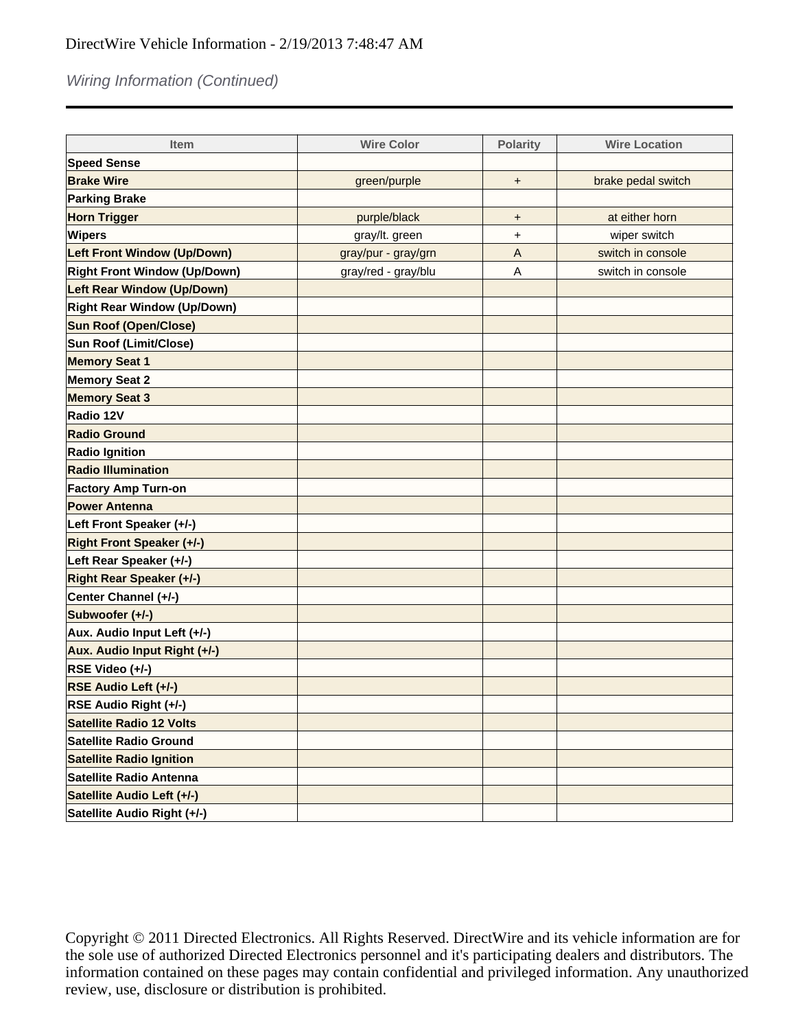DirectWire Vehicle Information - 2/19/2013 7:48:47 AM

*Wiring Information (Continued)*

| Item | Wire Color | Polarity | Wire Location |
|---|---|---|---|
| **Speed Sense** | | | |
| **Brake Wire** | green/purple | + | brake pedal switch |
| **Parking Brake** | | | |
| **Horn Trigger** | purple/black | + | at either horn |
| **Wipers** | gray/lt. green | + | wiper switch |
| **Left Front Window (Up/Down)** | gray/pur - gray/grn | A | switch in console |
| **Right Front Window (Up/Down)** | gray/red - gray/blu | A | switch in console |
| **Left Rear Window (Up/Down)** | | | |
| **Right Rear Window (Up/Down)** | | | |
| **Sun Roof (Open/Close)** | | | |
| **Sun Roof (Limit/Close)** | | | |
| **Memory Seat 1** | | | |
| **Memory Seat 2** | | | |
| **Memory Seat 3** | | | |
| **Radio 12V** | | | |
| **Radio Ground** | | | |
| **Radio Ignition** | | | |
| **Radio Illumination** | | | |
| **Factory Amp Turn-on** | | | |
| **Power Antenna** | | | |
| **Left Front Speaker (+/-)** | | | |
| **Right Front Speaker (+/-)** | | | |
| **Left Rear Speaker (+/-)** | | | |
| **Right Rear Speaker (+/-)** | | | |
| **Center Channel (+/-)** | | | |
| **Subwoofer (+/-)** | | | |
| **Aux. Audio Input Left (+/-)** | | | |
| **Aux. Audio Input Right (+/-)** | | | |
| **RSE Video (+/-)** | | | |
| **RSE Audio Left (+/-)** | | | |
| **RSE Audio Right (+/-)** | | | |
| **Satellite Radio 12 Volts** | | | |
| **Satellite Radio Ground** | | | |
| **Satellite Radio Ignition** | | | |
| **Satellite Radio Antenna** | | | |
| **Satellite Audio Left (+/-)** | | | |
| **Satellite Audio Right (+/-)** | | | |

Copyright © 2011 Directed Electronics. All Rights Reserved. DirectWire and its vehicle information are for the sole use of authorized Directed Electronics personnel and it's participating dealers and distributors. The information contained on these pages may contain confidential and privileged information. Any unauthorized review, use, disclosure or distribution is prohibited.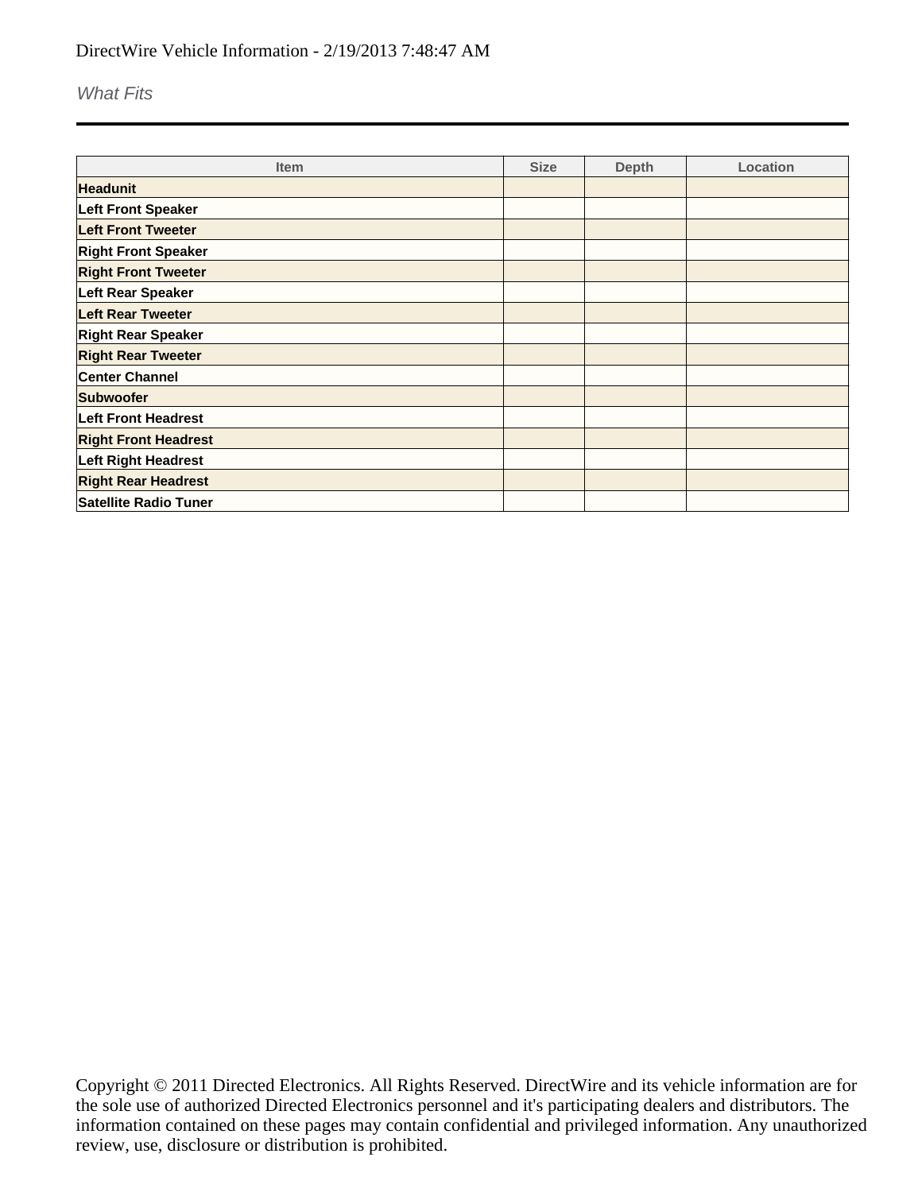DirectWire Vehicle Information - 2/19/2013 7:48:47 AM

*What Fits*

| Item | Size | Depth | Location |
|---|---|---|---|
| **Headunit** | | | |
| **Left Front Speaker** | | | |
| **Left Front Tweeter** | | | |
| **Right Front Speaker** | | | |
| **Right Front Tweeter** | | | |
| **Left Rear Speaker** | | | |
| **Left Rear Tweeter** | | | |
| **Right Rear Speaker** | | | |
| **Right Rear Tweeter** | | | |
| **Center Channel** | | | |
| **Subwoofer** | | | |
| **Left Front Headrest** | | | |
| **Right Front Headrest** | | | |
| **Left Right Headrest** | | | |
| **Right Rear Headrest** | | | |
| **Satellite Radio Tuner** | | | |

Copyright © 2011 Directed Electronics. All Rights Reserved. DirectWire and its vehicle information are for the sole use of authorized Directed Electronics personnel and it's participating dealers and distributors. The information contained on these pages may contain confidential and privileged information. Any unauthorized review, use, disclosure or distribution is prohibited.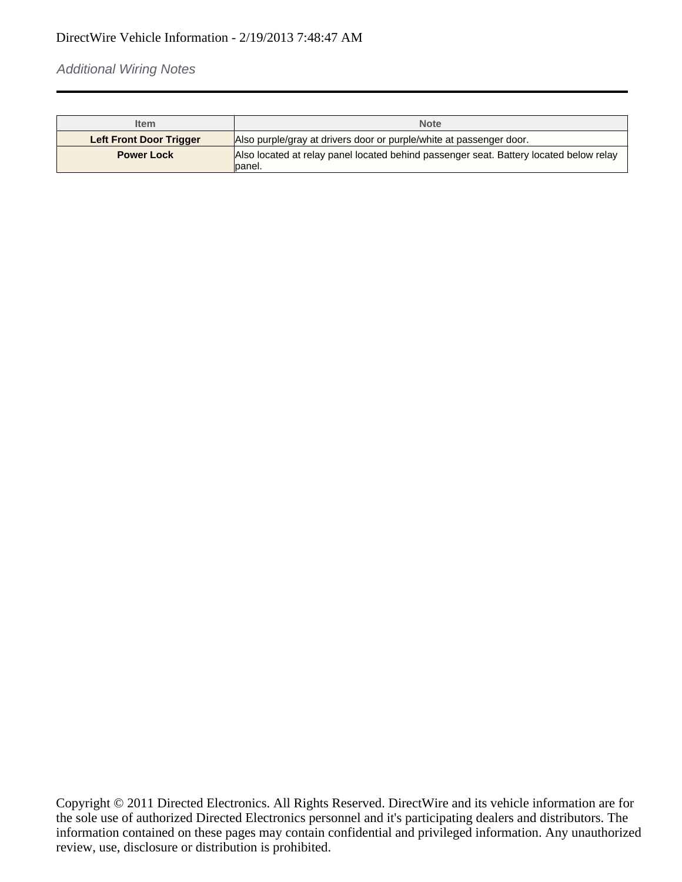## *Additional Wiring Notes*

| Item | Note |
| --- | --- |
| **Left Front Door Trigger** | Also purple/gray at drivers door or purple/white at passenger door. |
| **Power Lock** | Also located at relay panel located behind passenger seat. Battery located below relay panel. |